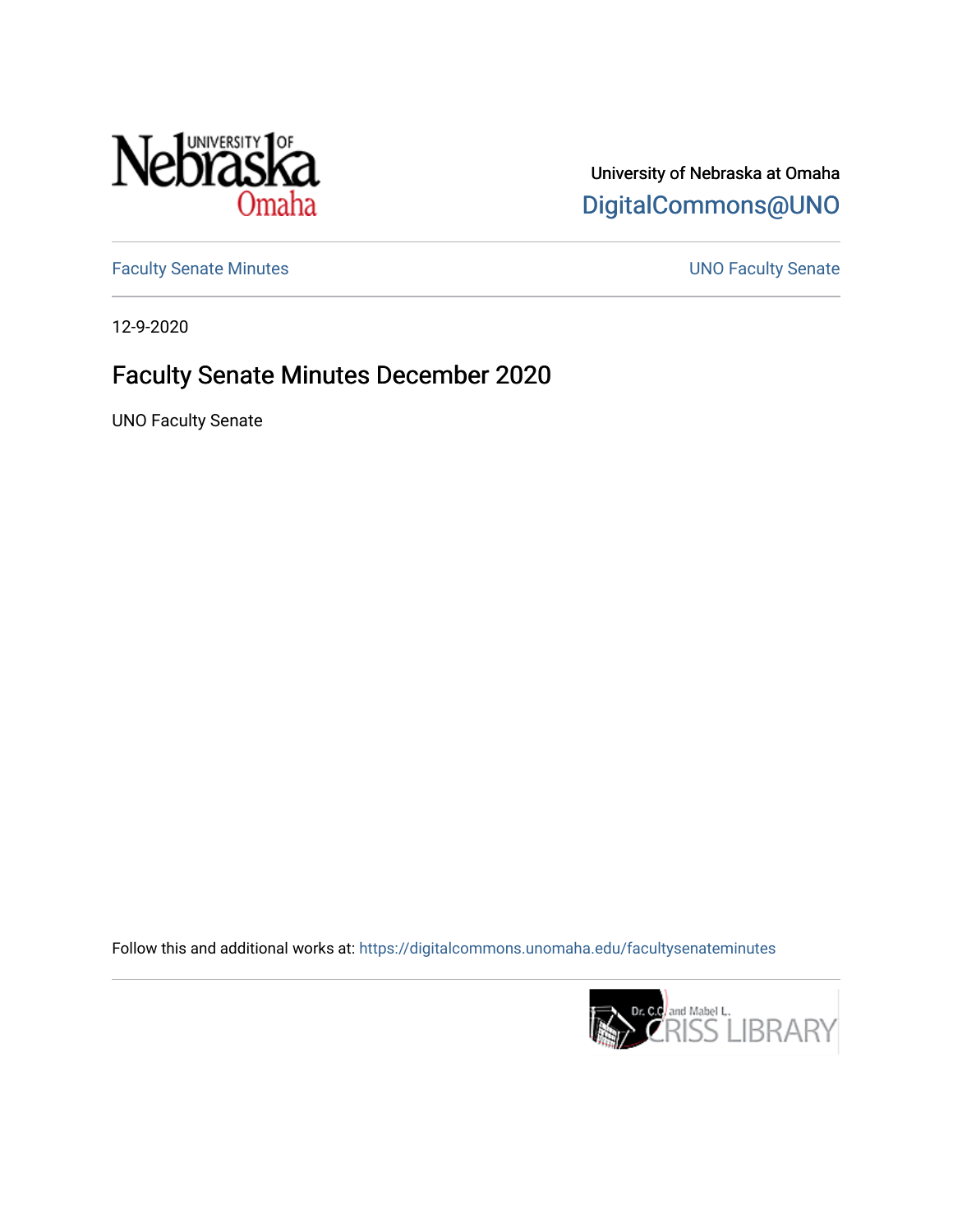University of Nebraska at Omaha

DigitalCommons@UNO

Faculty Senate Minutes

UNO Faculty Senate

12-9-2020

# Faculty Senate Minutes December 2020

UNO Faculty Senate

Follow this and additional works at: https://digitalcommons.unomaha.edu/facultysenateminutes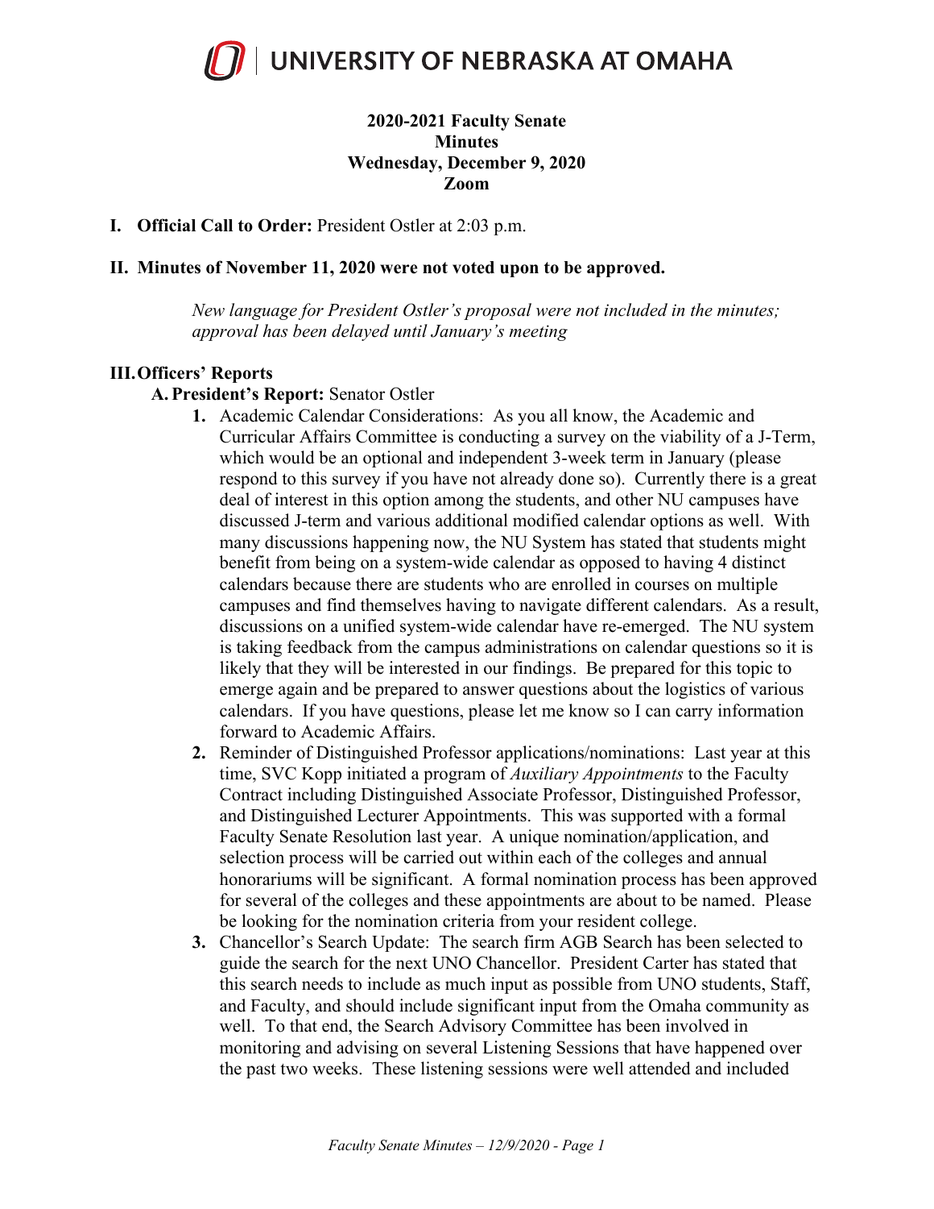# UNIVERSITY OF NEBRASKA AT OMAHA

**2020-2021 Faculty Senate**
**Minutes**
**Wednesday, December 9, 2020**
**Zoom**

**I. Official Call to Order:** President Ostler at 2:03 p.m.

**II. Minutes of November 11, 2020 were not voted upon to be approved.**

*New language for President Ostler's proposal were not included in the minutes; approval has been delayed until January's meeting*

**III. Officers' Reports**

**A. President's Report:** Senator Ostler

1. Academic Calendar Considerations: As you all know, the Academic and Curricular Affairs Committee is conducting a survey on the viability of a J-Term, which would be an optional and independent 3-week term in January (please respond to this survey if you have not already done so). Currently there is a great deal of interest in this option among the students, and other NU campuses have discussed J-term and various additional modified calendar options as well. With many discussions happening now, the NU System has stated that students might benefit from being on a system-wide calendar as opposed to having 4 distinct calendars because there are students who are enrolled in courses on multiple campuses and find themselves having to navigate different calendars. As a result, discussions on a unified system-wide calendar have re-emerged. The NU system is taking feedback from the campus administrations on calendar questions so it is likely that they will be interested in our findings. Be prepared for this topic to emerge again and be prepared to answer questions about the logistics of various calendars. If you have questions, please let me know so I can carry information forward to Academic Affairs.
2. Reminder of Distinguished Professor applications/nominations: Last year at this time, SVC Kopp initiated a program of *Auxiliary Appointments* to the Faculty Contract including Distinguished Associate Professor, Distinguished Professor, and Distinguished Lecturer Appointments. This was supported with a formal Faculty Senate Resolution last year. A unique nomination/application, and selection process will be carried out within each of the colleges and annual honorariums will be significant. A formal nomination process has been approved for several of the colleges and these appointments are about to be named. Please be looking for the nomination criteria from your resident college.
3. Chancellor's Search Update: The search firm AGB Search has been selected to guide the search for the next UNO Chancellor. President Carter has stated that this search needs to include as much input as possible from UNO students, Staff, and Faculty, and should include significant input from the Omaha community as well. To that end, the Search Advisory Committee has been involved in monitoring and advising on several Listening Sessions that have happened over the past two weeks. These listening sessions were well attended and included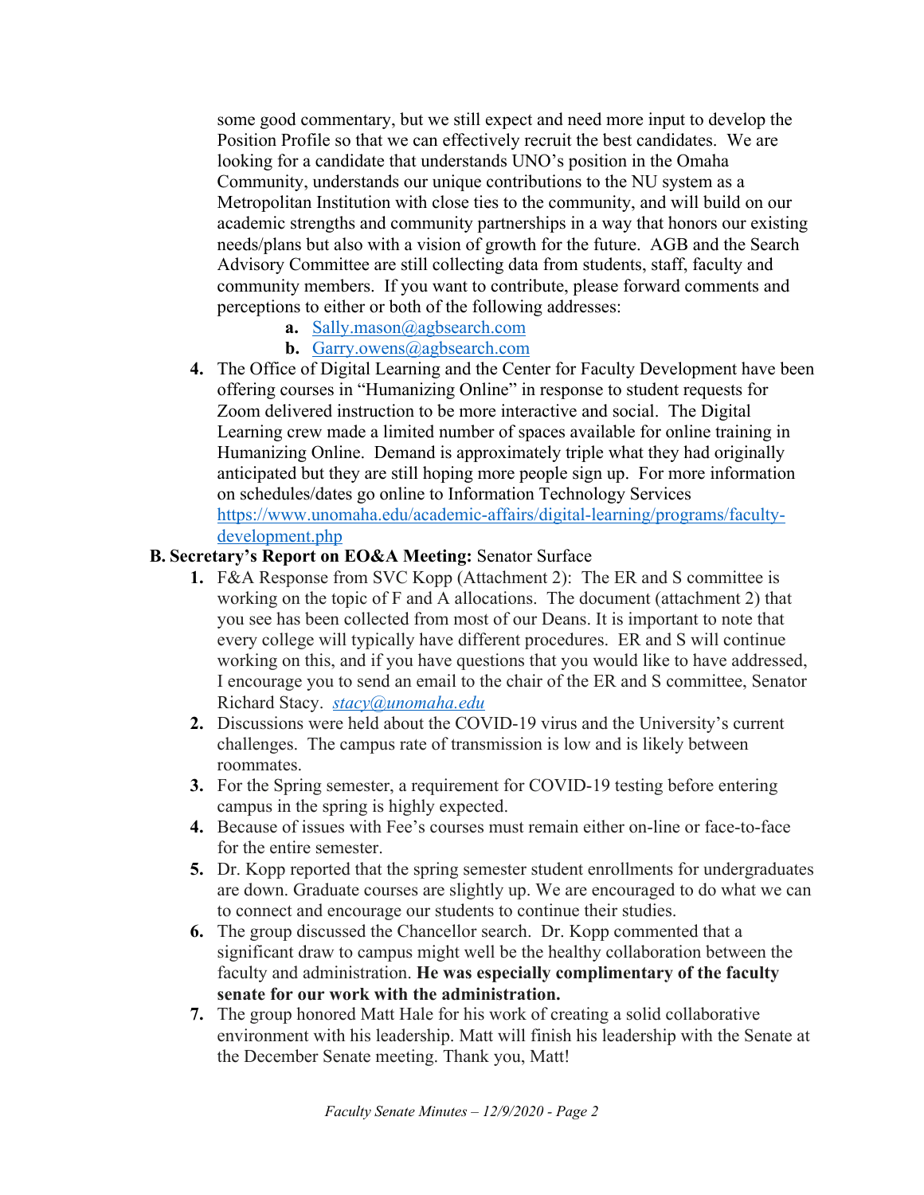some good commentary, but we still expect and need more input to develop the Position Profile so that we can effectively recruit the best candidates. We are looking for a candidate that understands UNO's position in the Omaha Community, understands our unique contributions to the NU system as a Metropolitan Institution with close ties to the community, and will build on our academic strengths and community partnerships in a way that honors our existing needs/plans but also with a vision of growth for the future. AGB and the Search Advisory Committee are still collecting data from students, staff, faculty and community members. If you want to contribute, please forward comments and perceptions to either or both of the following addresses:

   **a.** Sally.mason@agbsearch.com
   **b.** Garry.owens@agbsearch.com

4. The Office of Digital Learning and the Center for Faculty Development have been offering courses in "Humanizing Online" in response to student requests for Zoom delivered instruction to be more interactive and social. The Digital Learning crew made a limited number of spaces available for online training in Humanizing Online. Demand is approximately triple what they had originally anticipated but they are still hoping more people sign up. For more information on schedules/dates go online to Information Technology Services https://www.unomaha.edu/academic-affairs/digital-learning/programs/faculty-development.php

**B. Secretary's Report on EO&A Meeting:** Senator Surface

1. F&A Response from SVC Kopp (Attachment 2): The ER and S committee is working on the topic of F and A allocations. The document (attachment 2) that you see has been collected from most of our Deans. It is important to note that every college will typically have different procedures. ER and S will continue working on this, and if you have questions that you would like to have addressed, I encourage you to send an email to the chair of the ER and S committee, Senator Richard Stacy. *stacy@unomaha.edu*
2. Discussions were held about the COVID-19 virus and the University's current challenges. The campus rate of transmission is low and is likely between roommates.
3. For the Spring semester, a requirement for COVID-19 testing before entering campus in the spring is highly expected.
4. Because of issues with Fee's courses must remain either on-line or face-to-face for the entire semester.
5. Dr. Kopp reported that the spring semester student enrollments for undergraduates are down. Graduate courses are slightly up. We are encouraged to do what we can to connect and encourage our students to continue their studies.
6. The group discussed the Chancellor search. Dr. Kopp commented that a significant draw to campus might well be the healthy collaboration between the faculty and administration. **He was especially complimentary of the faculty senate for our work with the administration.**
7. The group honored Matt Hale for his work of creating a solid collaborative environment with his leadership. Matt will finish his leadership with the Senate at the December Senate meeting. Thank you, Matt!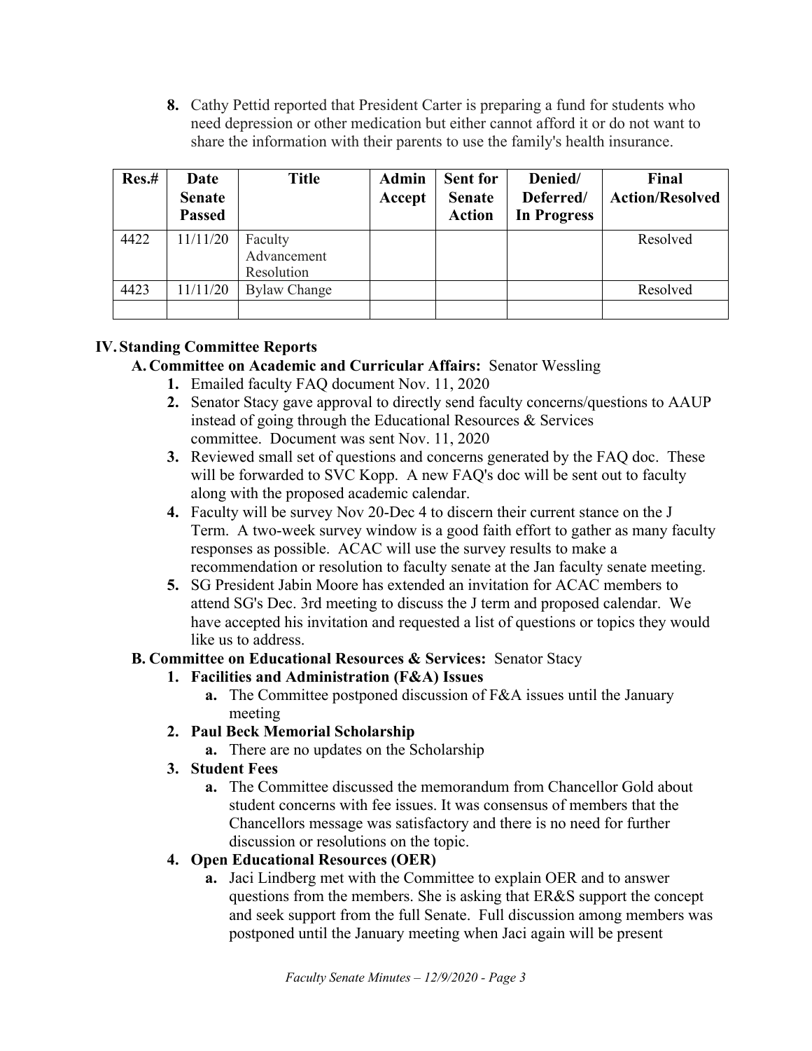8. Cathy Pettid reported that President Carter is preparing a fund for students who need depression or other medication but either cannot afford it or do not want to share the information with their parents to use the family's health insurance.

| Res.# | Date Senate Passed | Title | Admin Accept | Sent for Senate Action | Denied/ Deferred/ In Progress | Final Action/Resolved |
|---|---|---|---|---|---|---|
| 4422 | 11/11/20 | Faculty Advancement Resolution | | | | Resolved |
| 4423 | 11/11/20 | Bylaw Change | | | | Resolved |
| | | | | | | |

## IV. Standing Committee Reports

### A. Committee on Academic and Curricular Affairs: Senator Wessling

1. Emailed faculty FAQ document Nov. 11, 2020
2. Senator Stacy gave approval to directly send faculty concerns/questions to AAUP instead of going through the Educational Resources & Services committee. Document was sent Nov. 11, 2020
3. Reviewed small set of questions and concerns generated by the FAQ doc. These will be forwarded to SVC Kopp. A new FAQ's doc will be sent out to faculty along with the proposed academic calendar.
4. Faculty will be survey Nov 20-Dec 4 to discern their current stance on the J Term. A two-week survey window is a good faith effort to gather as many faculty responses as possible. ACAC will use the survey results to make a recommendation or resolution to faculty senate at the Jan faculty senate meeting.
5. SG President Jabin Moore has extended an invitation for ACAC members to attend SG's Dec. 3rd meeting to discuss the J term and proposed calendar. We have accepted his invitation and requested a list of questions or topics they would like us to address.

### B. Committee on Educational Resources & Services: Senator Stacy

1. **Facilities and Administration (F&A) Issues**
   a. The Committee postponed discussion of F&A issues until the January meeting
2. **Paul Beck Memorial Scholarship**
   a. There are no updates on the Scholarship
3. **Student Fees**
   a. The Committee discussed the memorandum from Chancellor Gold about student concerns with fee issues. It was consensus of members that the Chancellors message was satisfactory and there is no need for further discussion or resolutions on the topic.
4. **Open Educational Resources (OER)**
   a. Jaci Lindberg met with the Committee to explain OER and to answer questions from the members. She is asking that ER&S support the concept and seek support from the full Senate. Full discussion among members was postponed until the January meeting when Jaci again will be present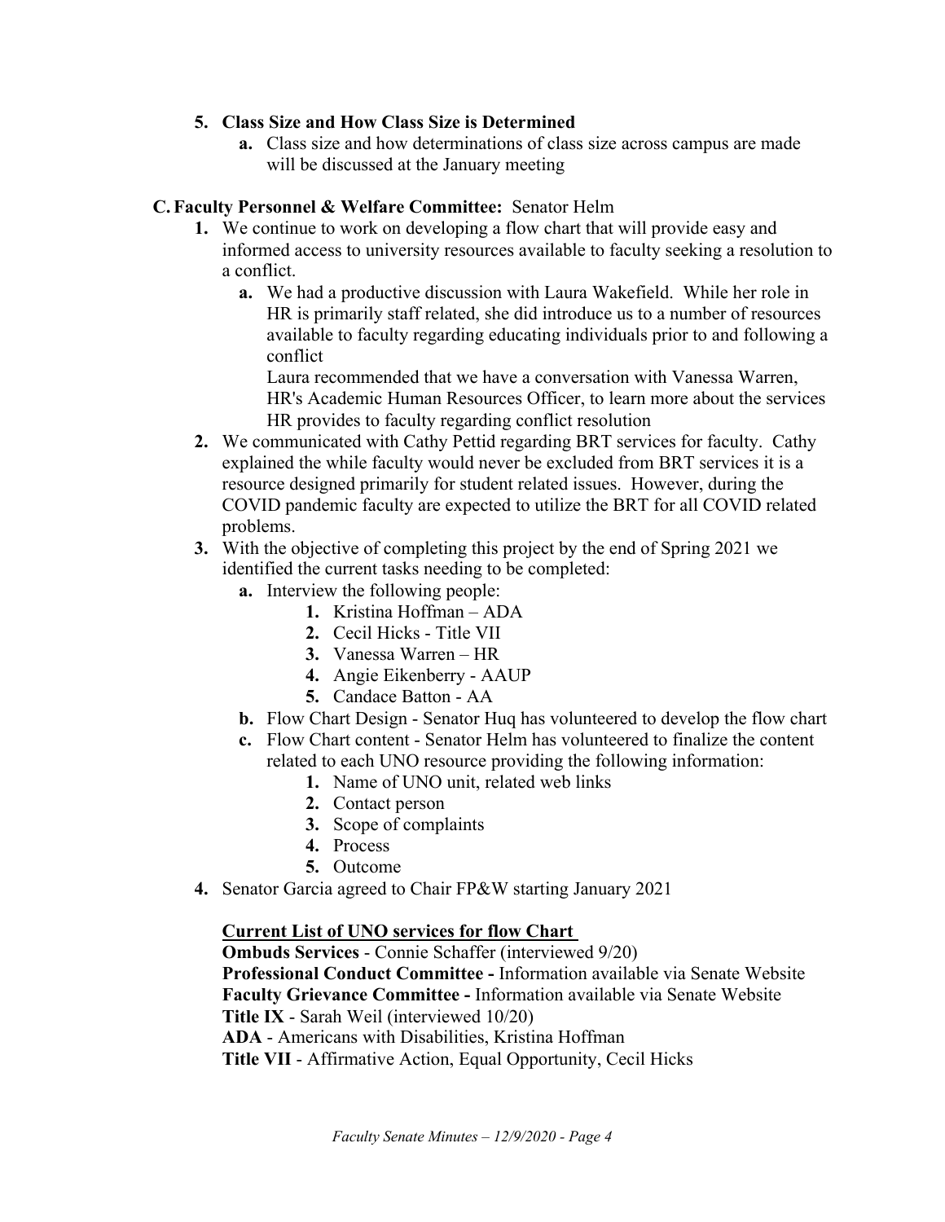5. **Class Size and How Class Size is Determined**
    a. Class size and how determinations of class size across campus are made will be discussed at the January meeting

**C. Faculty Personnel & Welfare Committee:** Senator Helm

1. We continue to work on developing a flow chart that will provide easy and informed access to university resources available to faculty seeking a resolution to a conflict.
    a. We had a productive discussion with Laura Wakefield. While her role in HR is primarily staff related, she did introduce us to a number of resources available to faculty regarding educating individuals prior to and following a conflict

       Laura recommended that we have a conversation with Vanessa Warren, HR's Academic Human Resources Officer, to learn more about the services HR provides to faculty regarding conflict resolution
2. We communicated with Cathy Pettid regarding BRT services for faculty. Cathy explained the while faculty would never be excluded from BRT services it is a resource designed primarily for student related issues. However, during the COVID pandemic faculty are expected to utilize the BRT for all COVID related problems.
3. With the objective of completing this project by the end of Spring 2021 we identified the current tasks needing to be completed:
    a. Interview the following people:
        1. Kristina Hoffman – ADA
        2. Cecil Hicks - Title VII
        3. Vanessa Warren – HR
        4. Angie Eikenberry - AAUP
        5. Candace Batton - AA
    b. Flow Chart Design - Senator Huq has volunteered to develop the flow chart
    c. Flow Chart content - Senator Helm has volunteered to finalize the content related to each UNO resource providing the following information:
        1. Name of UNO unit, related web links
        2. Contact person
        3. Scope of complaints
        4. Process
        5. Outcome
4. Senator Garcia agreed to Chair FP&W starting January 2021

**Current List of UNO services for flow Chart**

**Ombuds Services** - Connie Schaffer (interviewed 9/20)
**Professional Conduct Committee -** Information available via Senate Website
**Faculty Grievance Committee -** Information available via Senate Website
**Title IX** - Sarah Weil (interviewed 10/20)
**ADA** - Americans with Disabilities, Kristina Hoffman
**Title VII** - Affirmative Action, Equal Opportunity, Cecil Hicks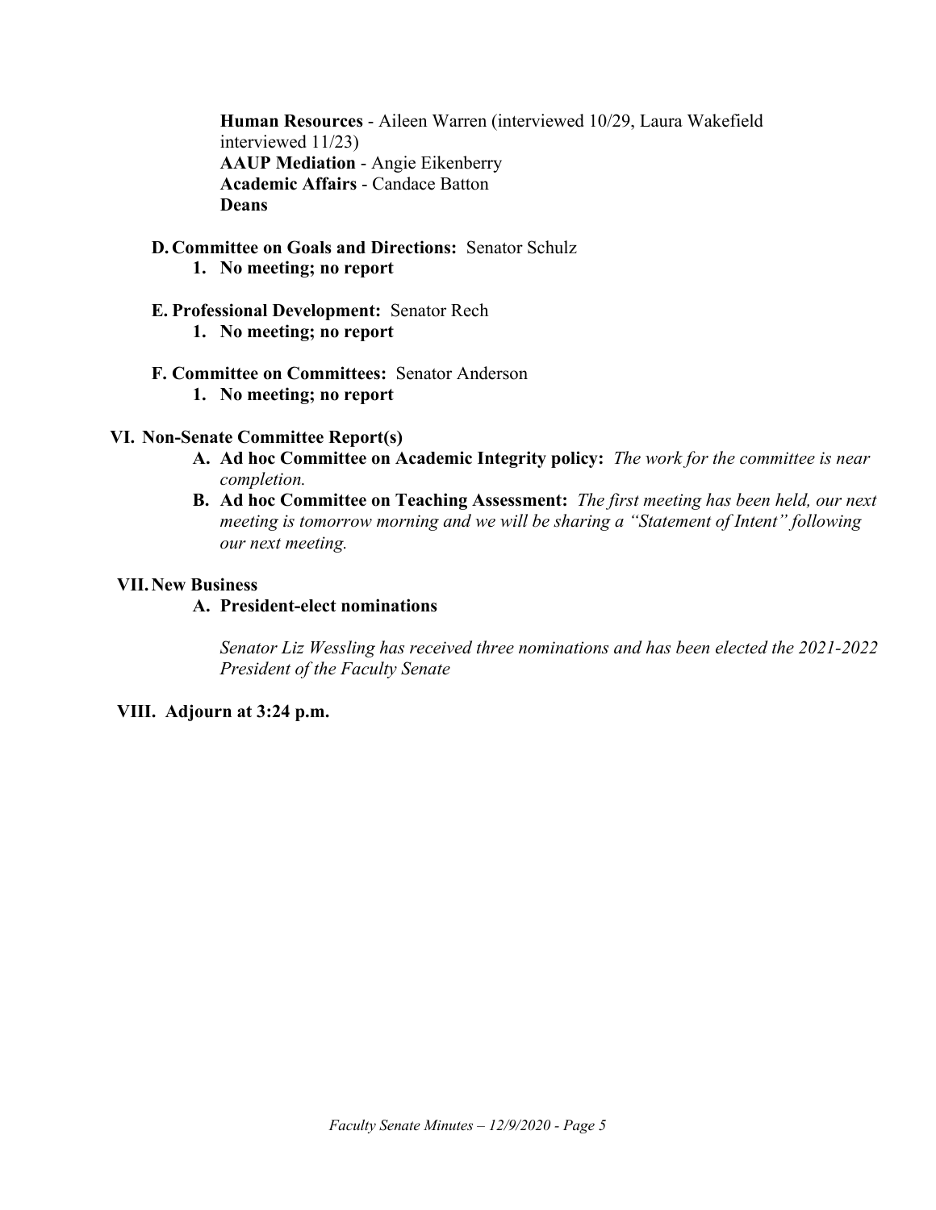**Human Resources** - Aileen Warren (interviewed 10/29, Laura Wakefield interviewed 11/23)
**AAUP Mediation** - Angie Eikenberry
**Academic Affairs** - Candace Batton
**Deans**

**D. Committee on Goals and Directions:** Senator Schulz

1. **No meeting; no report**

**E. Professional Development:** Senator Rech

1. **No meeting; no report**

**F. Committee on Committees:** Senator Anderson

1. **No meeting; no report**

**VI. Non-Senate Committee Report(s)**

**A. Ad hoc Committee on Academic Integrity policy:** *The work for the committee is near completion.*

**B. Ad hoc Committee on Teaching Assessment:** *The first meeting has been held, our next meeting is tomorrow morning and we will be sharing a "Statement of Intent" following our next meeting.*

**VII. New Business**

**A. President-elect nominations**

*Senator Liz Wessling has received three nominations and has been elected the 2021-2022 President of the Faculty Senate*

**VIII. Adjourn at 3:24 p.m.**